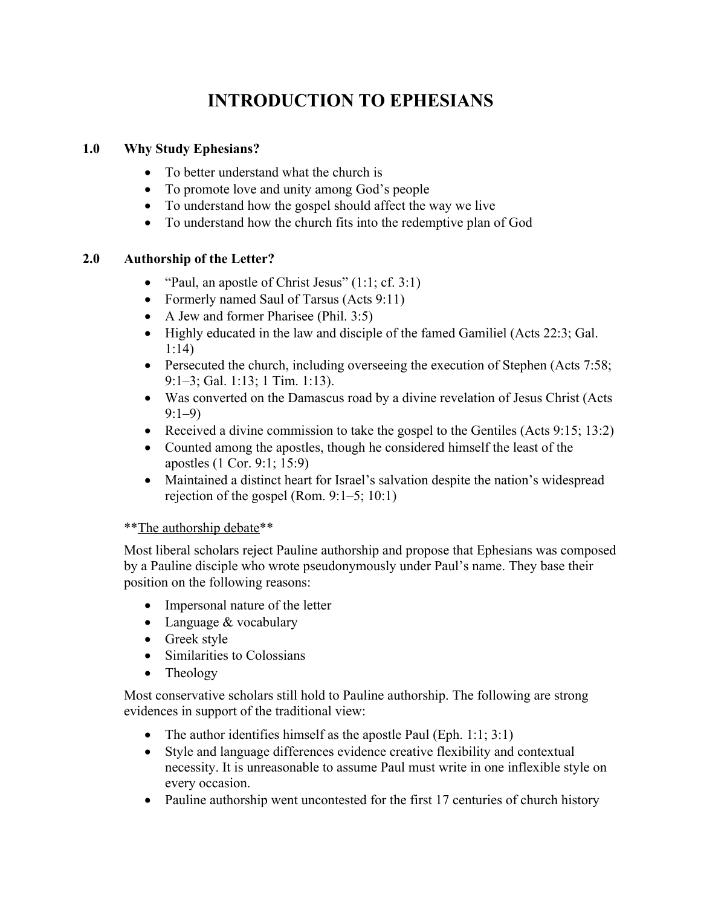# INTRODUCTION TO EPHESIANS

## 1.0 Why Study Ephesians?

- To better understand what the church is
- To promote love and unity among God's people
- To understand how the gospel should affect the way we live
- To understand how the church fits into the redemptive plan of God

## 2.0 Authorship of the Letter?

- "Paul, an apostle of Christ Jesus" (1:1; cf. 3:1)
- Formerly named Saul of Tarsus (Acts 9:11)
- A Jew and former Pharisee (Phil. 3:5)
- Highly educated in the law and disciple of the famed Gamaliel (Acts 22:3; Gal. 1:14)
- Persecuted the church, including overseeing the execution of Stephen (Acts 7:58; 9:1–3; Gal. 1:13; 1 Tim. 1:13).
- Was converted on the Damascus road by a divine revelation of Jesus Christ (Acts 9:1–9)
- Received a divine commission to take the gospel to the Gentiles (Acts 9:15; 13:2)
- Counted among the apostles, though he considered himself the least of the apostles (1 Cor. 9:1; 15:9)
- Maintained a distinct heart for Israel's salvation despite the nation's widespread rejection of the gospel (Rom. 9:1–5; 10:1)

**<u>The authorship debate</u>**

Most liberal scholars reject Pauline authorship and propose that Ephesians was composed by a Pauline disciple who wrote pseudonymously under Paul's name. They base their position on the following reasons:

- Impersonal nature of the letter
- Language & vocabulary
- Greek style
- Similarities to Colossians
- Theology

Most conservative scholars still hold to Pauline authorship. The following are strong evidences in support of the traditional view:

- The author identifies himself as the apostle Paul (Eph. 1:1; 3:1)
- Style and language differences evidence creative flexibility and contextual necessity. It is unreasonable to assume Paul must write in one inflexible style on every occasion.
- Pauline authorship went uncontested for the first 17 centuries of church history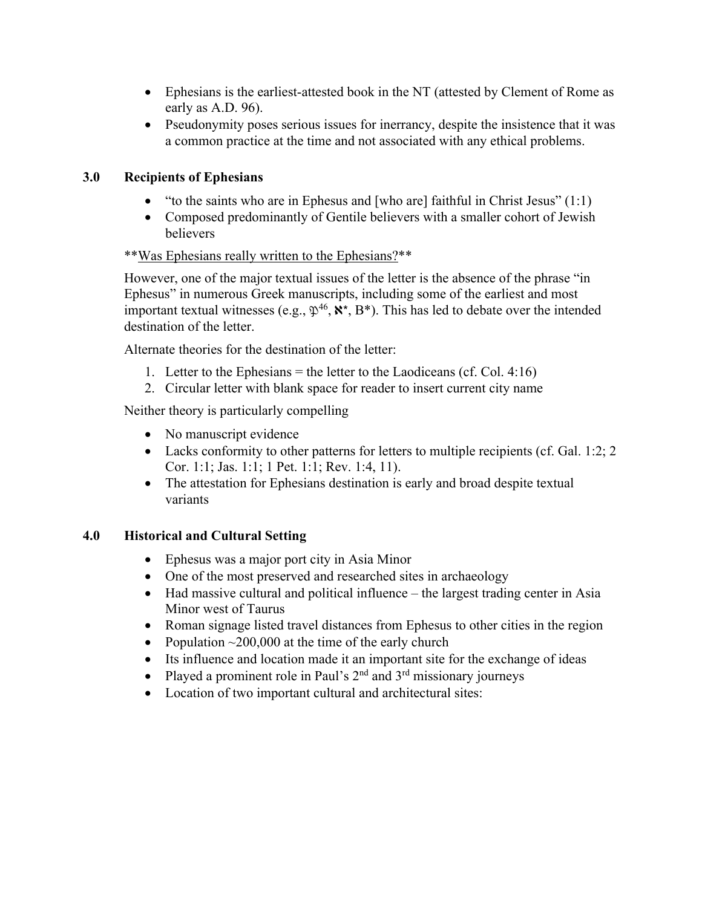- Ephesians is the earliest-attested book in the NT (attested by Clement of Rome as early as A.D. 96).
- Pseudonymity poses serious issues for inerrancy, despite the insistence that it was a common practice at the time and not associated with any ethical problems.

## 3.0 Recipients of Ephesians

- "to the saints who are in Ephesus and [who are] faithful in Christ Jesus" (1:1)
- Composed predominantly of Gentile believers with a smaller cohort of Jewish believers

**<u>Was Ephesians really written to the Ephesians?</u>**

However, one of the major textual issues of the letter is the absence of the phrase "in Ephesus" in numerous Greek manuscripts, including some of the earliest and most important textual witnesses (e.g., $\mathfrak{P}^{46}$, **א***, B*). This has led to debate over the intended destination of the letter.

Alternate theories for the destination of the letter:

1. Letter to the Ephesians = the letter to the Laodiceans (cf. Col. 4:16)
2. Circular letter with blank space for reader to insert current city name

Neither theory is particularly compelling

- No manuscript evidence
- Lacks conformity to other patterns for letters to multiple recipients (cf. Gal. 1:2; 2 Cor. 1:1; Jas. 1:1; 1 Pet. 1:1; Rev. 1:4, 11).
- The attestation for Ephesians destination is early and broad despite textual variants

## 4.0 Historical and Cultural Setting

- Ephesus was a major port city in Asia Minor
- One of the most preserved and researched sites in archaeology
- Had massive cultural and political influence – the largest trading center in Asia Minor west of Taurus
- Roman signage listed travel distances from Ephesus to other cities in the region
- Population ~200,000 at the time of the early church
- Its influence and location made it an important site for the exchange of ideas
- Played a prominent role in Paul's 2nd and 3rd missionary journeys
- Location of two important cultural and architectural sites: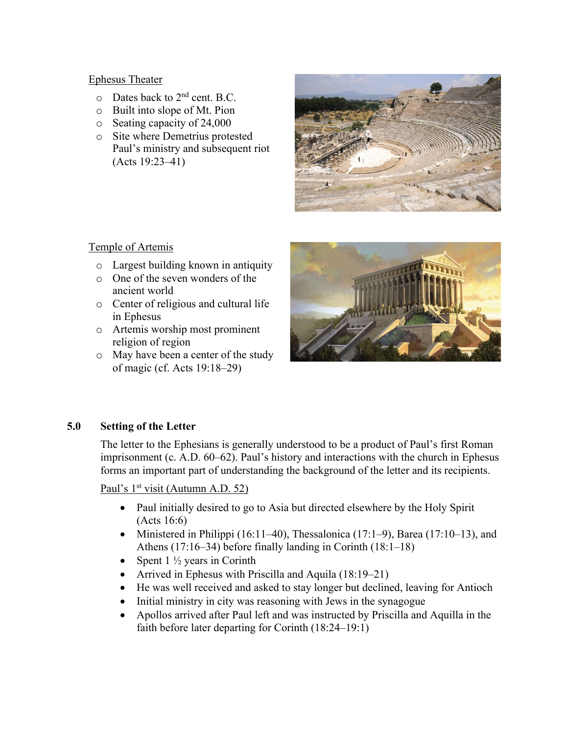Ephesus Theater

- Dates back to 2nd cent. B.C.
- Built into slope of Mt. Pion
- Seating capacity of 24,000
- Site where Demetrius protested Paul's ministry and subsequent riot (Acts 19:23–41)

Temple of Artemis

- Largest building known in antiquity
- One of the seven wonders of the ancient world
- Center of religious and cultural life in Ephesus
- Artemis worship most prominent religion of region
- May have been a center of the study of magic (cf. Acts 19:18–29)

## 5.0 Setting of the Letter

The letter to the Ephesians is generally understood to be a product of Paul's first Roman imprisonment (c. A.D. 60–62). Paul's history and interactions with the church in Ephesus forms an important part of understanding the background of the letter and its recipients.

Paul's 1st visit (Autumn A.D. 52)

- Paul initially desired to go to Asia but directed elsewhere by the Holy Spirit (Acts 16:6)
- Ministered in Philippi (16:11–40), Thessalonica (17:1–9), Barea (17:10–13), and Athens (17:16–34) before finally landing in Corinth (18:1–18)
- Spent 1 ½ years in Corinth
- Arrived in Ephesus with Priscilla and Aquila (18:19–21)
- He was well received and asked to stay longer but declined, leaving for Antioch
- Initial ministry in city was reasoning with Jews in the synagogue
- Apollos arrived after Paul left and was instructed by Priscilla and Aquilla in the faith before later departing for Corinth (18:24–19:1)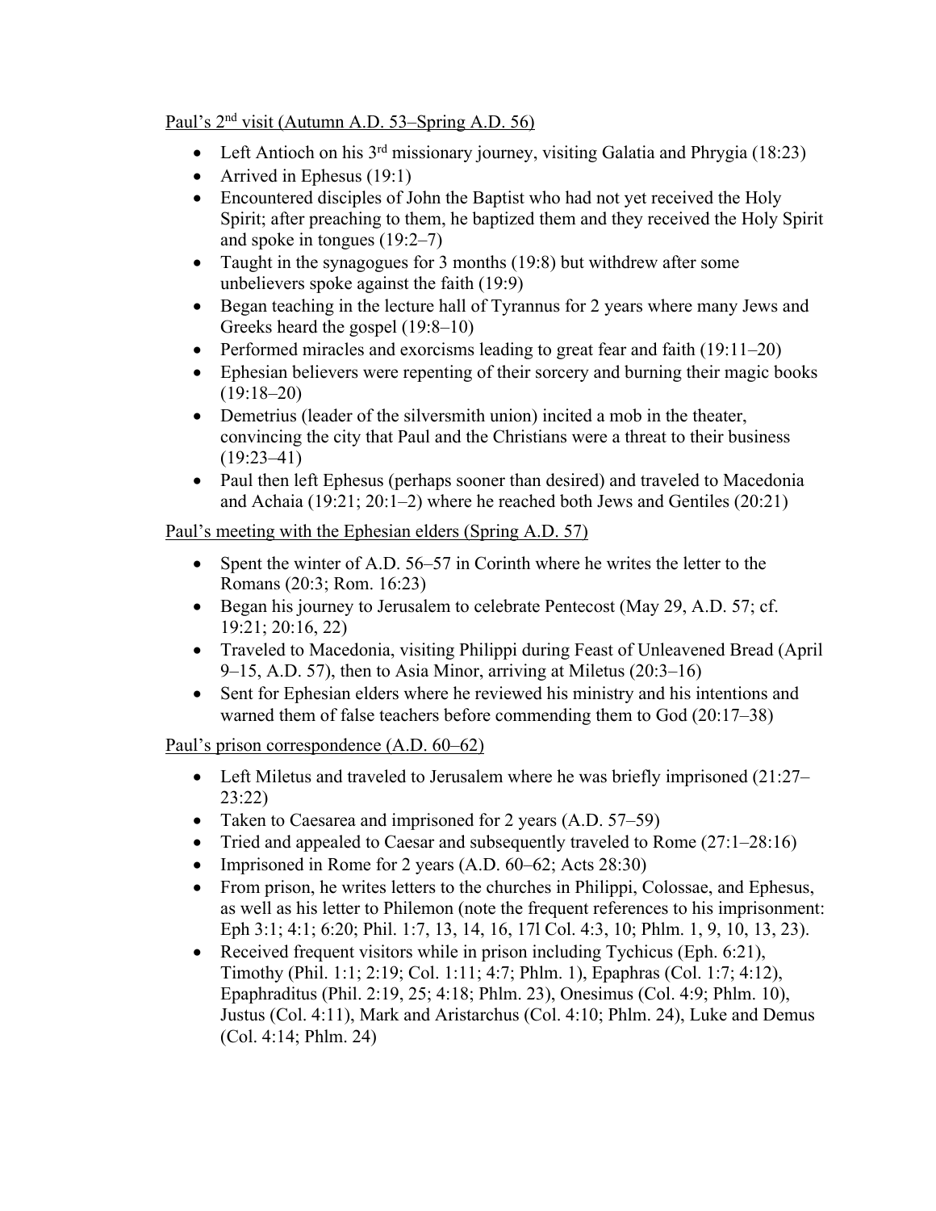Paul's 2nd visit (Autumn A.D. 53–Spring A.D. 56)

- Left Antioch on his 3rd missionary journey, visiting Galatia and Phrygia (18:23)
- Arrived in Ephesus (19:1)
- Encountered disciples of John the Baptist who had not yet received the Holy Spirit; after preaching to them, he baptized them and they received the Holy Spirit and spoke in tongues (19:2–7)
- Taught in the synagogues for 3 months (19:8) but withdrew after some unbelievers spoke against the faith (19:9)
- Began teaching in the lecture hall of Tyrannus for 2 years where many Jews and Greeks heard the gospel (19:8–10)
- Performed miracles and exorcisms leading to great fear and faith (19:11–20)
- Ephesian believers were repenting of their sorcery and burning their magic books (19:18–20)
- Demetrius (leader of the silversmith union) incited a mob in the theater, convincing the city that Paul and the Christians were a threat to their business (19:23–41)
- Paul then left Ephesus (perhaps sooner than desired) and traveled to Macedonia and Achaia (19:21; 20:1–2) where he reached both Jews and Gentiles (20:21)

Paul's meeting with the Ephesian elders (Spring A.D. 57)

- Spent the winter of A.D. 56–57 in Corinth where he writes the letter to the Romans (20:3; Rom. 16:23)
- Began his journey to Jerusalem to celebrate Pentecost (May 29, A.D. 57; cf. 19:21; 20:16, 22)
- Traveled to Macedonia, visiting Philippi during Feast of Unleavened Bread (April 9–15, A.D. 57), then to Asia Minor, arriving at Miletus (20:3–16)
- Sent for Ephesian elders where he reviewed his ministry and his intentions and warned them of false teachers before commending them to God (20:17–38)

Paul's prison correspondence (A.D. 60–62)

- Left Miletus and traveled to Jerusalem where he was briefly imprisoned (21:27–23:22)
- Taken to Caesarea and imprisoned for 2 years (A.D. 57–59)
- Tried and appealed to Caesar and subsequently traveled to Rome (27:1–28:16)
- Imprisoned in Rome for 2 years (A.D. 60–62; Acts 28:30)
- From prison, he writes letters to the churches in Philippi, Colossae, and Ephesus, as well as his letter to Philemon (note the frequent references to his imprisonment: Eph 3:1; 4:1; 6:20; Phil. 1:7, 13, 14, 16, 17l Col. 4:3, 10; Phlm. 1, 9, 10, 13, 23).
- Received frequent visitors while in prison including Tychicus (Eph. 6:21), Timothy (Phil. 1:1; 2:19; Col. 1:11; 4:7; Phlm. 1), Epaphras (Col. 1:7; 4:12), Epaphraditus (Phil. 2:19, 25; 4:18; Phlm. 23), Onesimus (Col. 4:9; Phlm. 10), Justus (Col. 4:11), Mark and Aristarchus (Col. 4:10; Phlm. 24), Luke and Demus (Col. 4:14; Phlm. 24)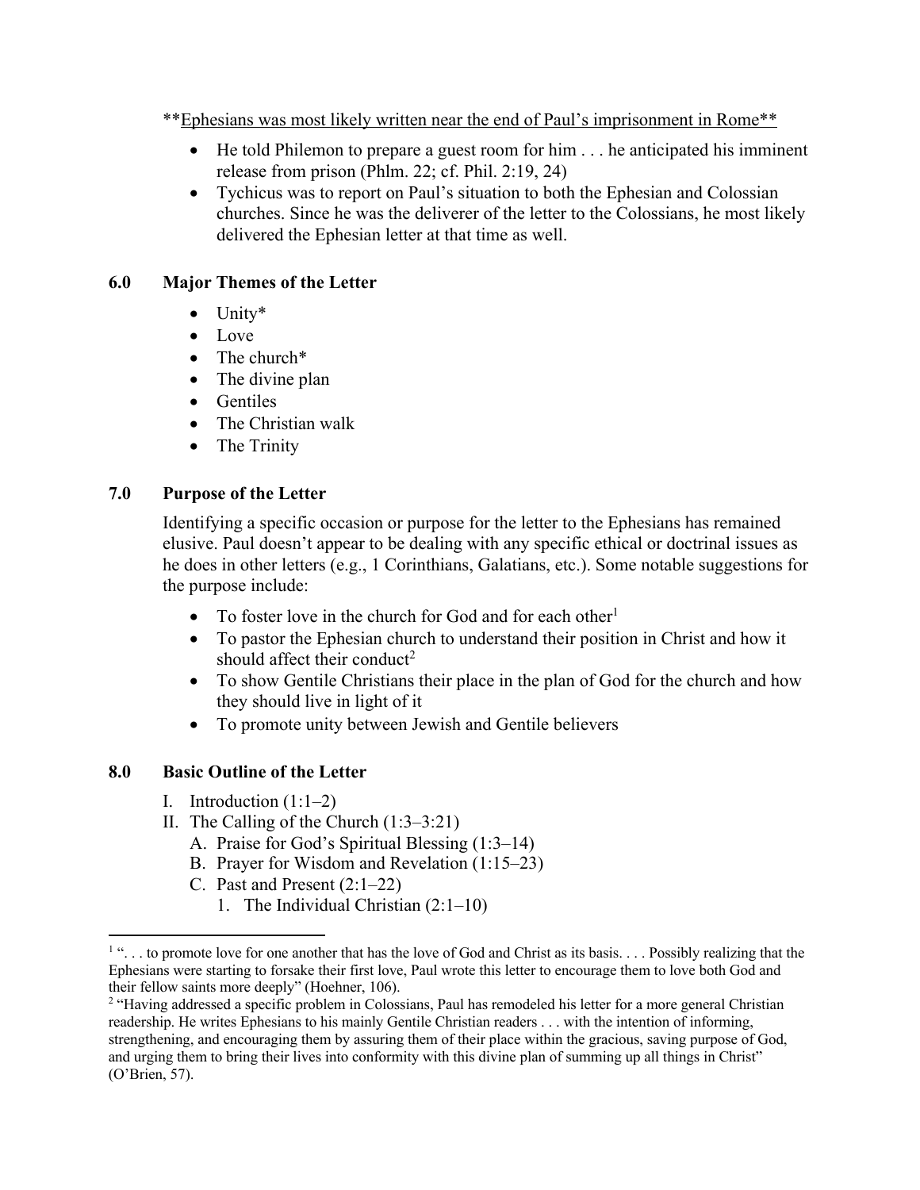**<u>Ephesians was most likely written near the end of Paul's imprisonment in Rome</u>**

- He told Philemon to prepare a guest room for him . . . he anticipated his imminent release from prison (Phlm. 22; cf. Phil. 2:19, 24)
- Tychicus was to report on Paul's situation to both the Ephesian and Colossian churches. Since he was the deliverer of the letter to the Colossians, he most likely delivered the Ephesian letter at that time as well.

## 6.0 Major Themes of the Letter

- Unity*
- Love
- The church*
- The divine plan
- Gentiles
- The Christian walk
- The Trinity

## 7.0 Purpose of the Letter

Identifying a specific occasion or purpose for the letter to the Ephesians has remained elusive. Paul doesn't appear to be dealing with any specific ethical or doctrinal issues as he does in other letters (e.g., 1 Corinthians, Galatians, etc.). Some notable suggestions for the purpose include:

- To foster love in the church for God and for each other[1]
- To pastor the Ephesian church to understand their position in Christ and how it should affect their conduct[2]
- To show Gentile Christians their place in the plan of God for the church and how they should live in light of it
- To promote unity between Jewish and Gentile believers

## 8.0 Basic Outline of the Letter

I. Introduction (1:1–2)
II. The Calling of the Church (1:3–3:21)
   A. Praise for God's Spiritual Blessing (1:3–14)
   B. Prayer for Wisdom and Revelation (1:15–23)
   C. Past and Present (2:1–22)
      1. The Individual Christian (2:1–10)

---

[1] ". . . to promote love for one another that has the love of God and Christ as its basis. . . . Possibly realizing that the Ephesians were starting to forsake their first love, Paul wrote this letter to encourage them to love both God and their fellow saints more deeply" (Hoehner, 106).

[2] "Having addressed a specific problem in Colossians, Paul has remodeled his letter for a more general Christian readership. He writes Ephesians to his mainly Gentile Christian readers . . . with the intention of informing, strengthening, and encouraging them by assuring them of their place within the gracious, saving purpose of God, and urging them to bring their lives into conformity with this divine plan of summing up all things in Christ" (O'Brien, 57).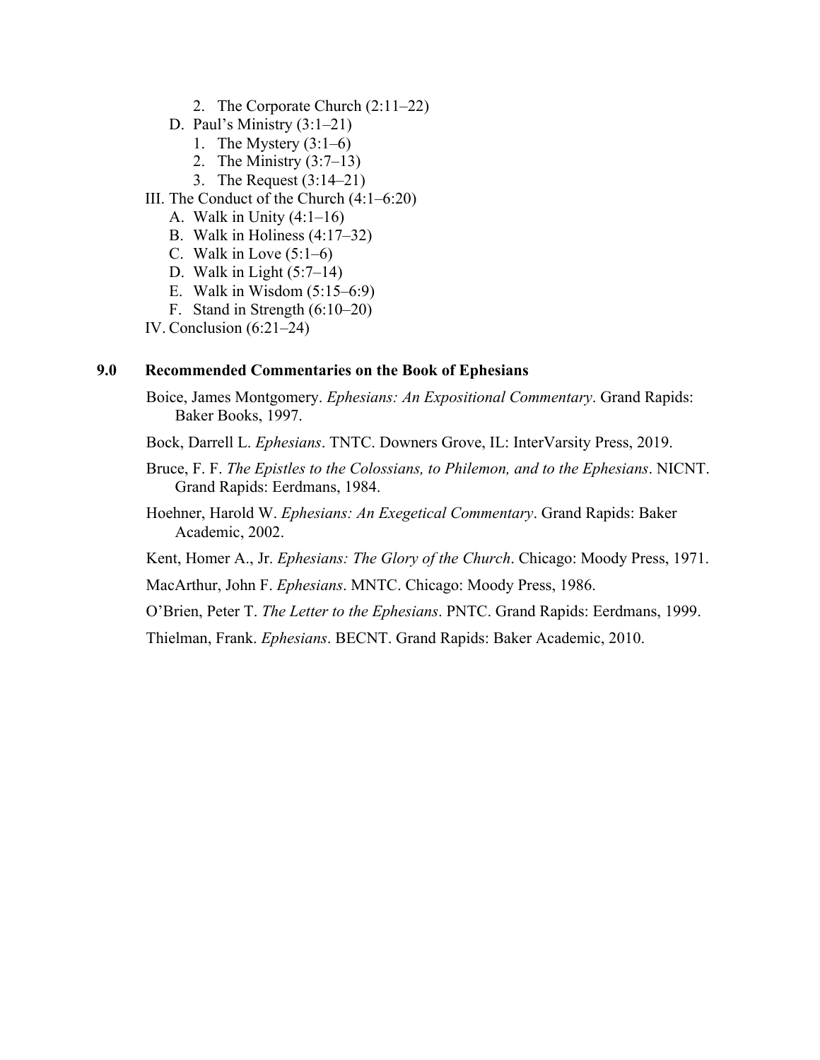2. The Corporate Church (2:11–22)
   D. Paul's Ministry (3:1–21)
      1. The Mystery (3:1–6)
      2. The Ministry (3:7–13)
      3. The Request (3:14–21)

III. The Conduct of the Church (4:1–6:20)
   A. Walk in Unity (4:1–16)
   B. Walk in Holiness (4:17–32)
   C. Walk in Love (5:1–6)
   D. Walk in Light (5:7–14)
   E. Walk in Wisdom (5:15–6:9)
   F. Stand in Strength (6:10–20)

IV. Conclusion (6:21–24)

## 9.0 Recommended Commentaries on the Book of Ephesians

Boice, James Montgomery. *Ephesians: An Expositional Commentary*. Grand Rapids: Baker Books, 1997.

Bock, Darrell L. *Ephesians*. TNTC. Downers Grove, IL: InterVarsity Press, 2019.

Bruce, F. F. *The Epistles to the Colossians, to Philemon, and to the Ephesians*. NICNT. Grand Rapids: Eerdmans, 1984.

Hoehner, Harold W. *Ephesians: An Exegetical Commentary*. Grand Rapids: Baker Academic, 2002.

Kent, Homer A., Jr. *Ephesians: The Glory of the Church*. Chicago: Moody Press, 1971.

MacArthur, John F. *Ephesians*. MNTC. Chicago: Moody Press, 1986.

O'Brien, Peter T. *The Letter to the Ephesians*. PNTC. Grand Rapids: Eerdmans, 1999.

Thielman, Frank. *Ephesians*. BECNT. Grand Rapids: Baker Academic, 2010.